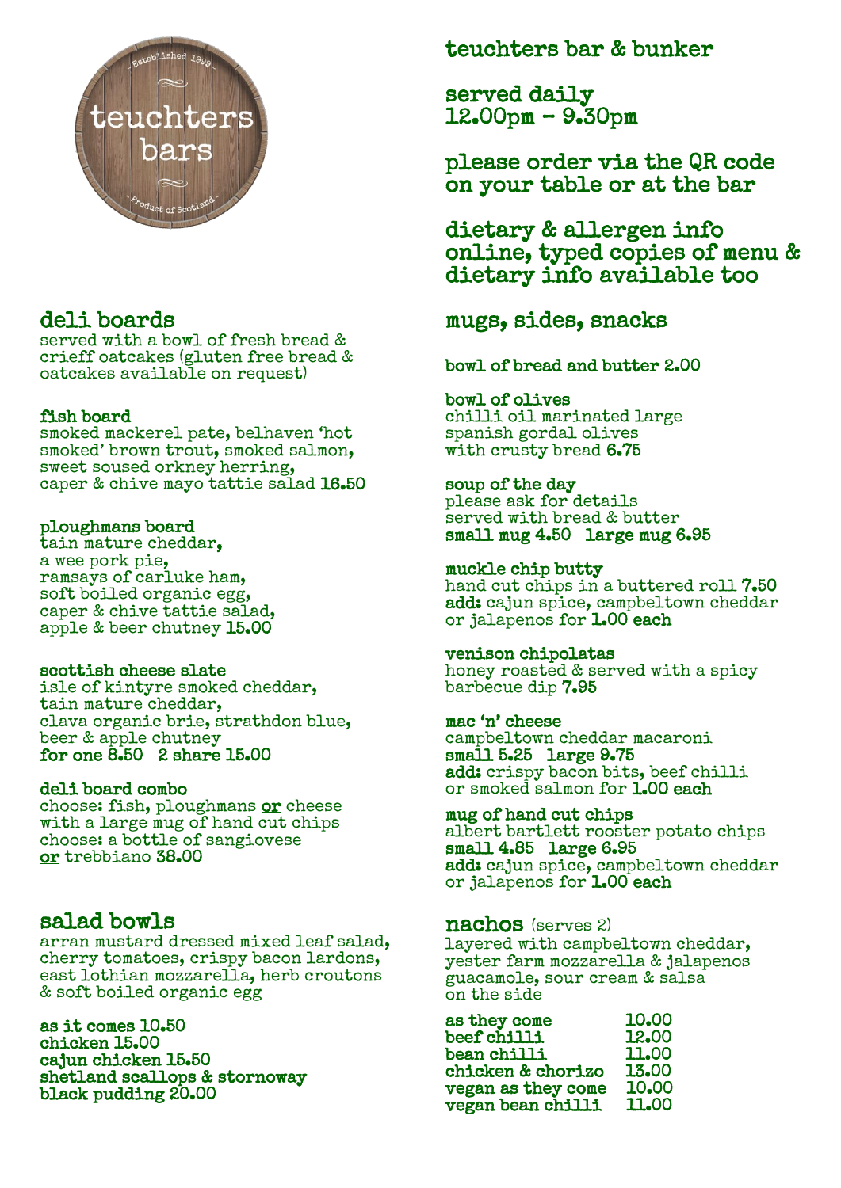teuchters bars

Established 1999

Product of Scotland

# teuchters bar & bunker

## served daily 12.00pm - 9.30pm

## please order via the QR code on your table or at the bar

## dietary & allergen info online, typed copies of menu & dietary info available too

## deli boards

served with a bowl of fresh bread & crieff oatcakes (gluten free bread & oatcakes available on request)

**fish board**
smoked mackerel pate, belhaven 'hot smoked' brown trout, smoked salmon, sweet soused orkney herring, caper & chive mayo tattie salad **16.50**

**ploughmans board**
tain mature cheddar, a wee pork pie, ramsays of carluke ham, soft boiled organic egg, caper & chive tattie salad, apple & beer chutney **15.00**

**scottish cheese slate**
isle of kintyre smoked cheddar, tain mature cheddar, clava organic brie, strathdon blue, beer & apple chutney
**for one 8.50 2 share 15.00**

**deli board combo**
choose: fish, ploughmans or cheese with a large mug of hand cut chips
choose: a bottle of sangiovese or trebbiano **38.00**

## salad bowls

arran mustard dressed mixed leaf salad, cherry tomatoes, crispy bacon lardons, east lothian mozzarella, herb croutons & soft boiled organic egg

**as it comes 10.50**
**chicken 15.00**
**cajun chicken 15.50**
**shetland scallops & stornoway black pudding 20.00**

## mugs, sides, snacks

**bowl of bread and butter 2.00**

**bowl of olives**
chilli oil marinated large spanish gordal olives with crusty bread **6.75**

**soup of the day**
please ask for details
served with bread & butter
**small mug 4.50 large mug 6.95**

**muckle chip butty**
hand cut chips in a buttered roll **7.50**
**add:** cajun spice, campbeltown cheddar or jalapenos for **1.00 each**

**venison chipolatas**
honey roasted & served with a spicy barbecue dip **7.95**

**mac 'n' cheese**
campbeltown cheddar macaroni
**small 5.25 large 9.75**
**add:** crispy bacon bits, beef chilli or smoked salmon for **1.00 each**

**mug of hand cut chips**
albert bartlett rooster potato chips
**small 4.85 large 6.95**
**add:** cajun spice, campbeltown cheddar or jalapenos for **1.00 each**

## nachos (serves 2)

layered with campbeltown cheddar, yester farm mozzarella & jalapenos guacamole, sour cream & salsa on the side

| | |
|---|---|
| **as they come** | 10.00 |
| **beef chilli** | 12.00 |
| **bean chilli** | 11.00 |
| **chicken & chorizo** | 13.00 |
| **vegan as they come** | 10.00 |
| **vegan bean chilli** | 11.00 |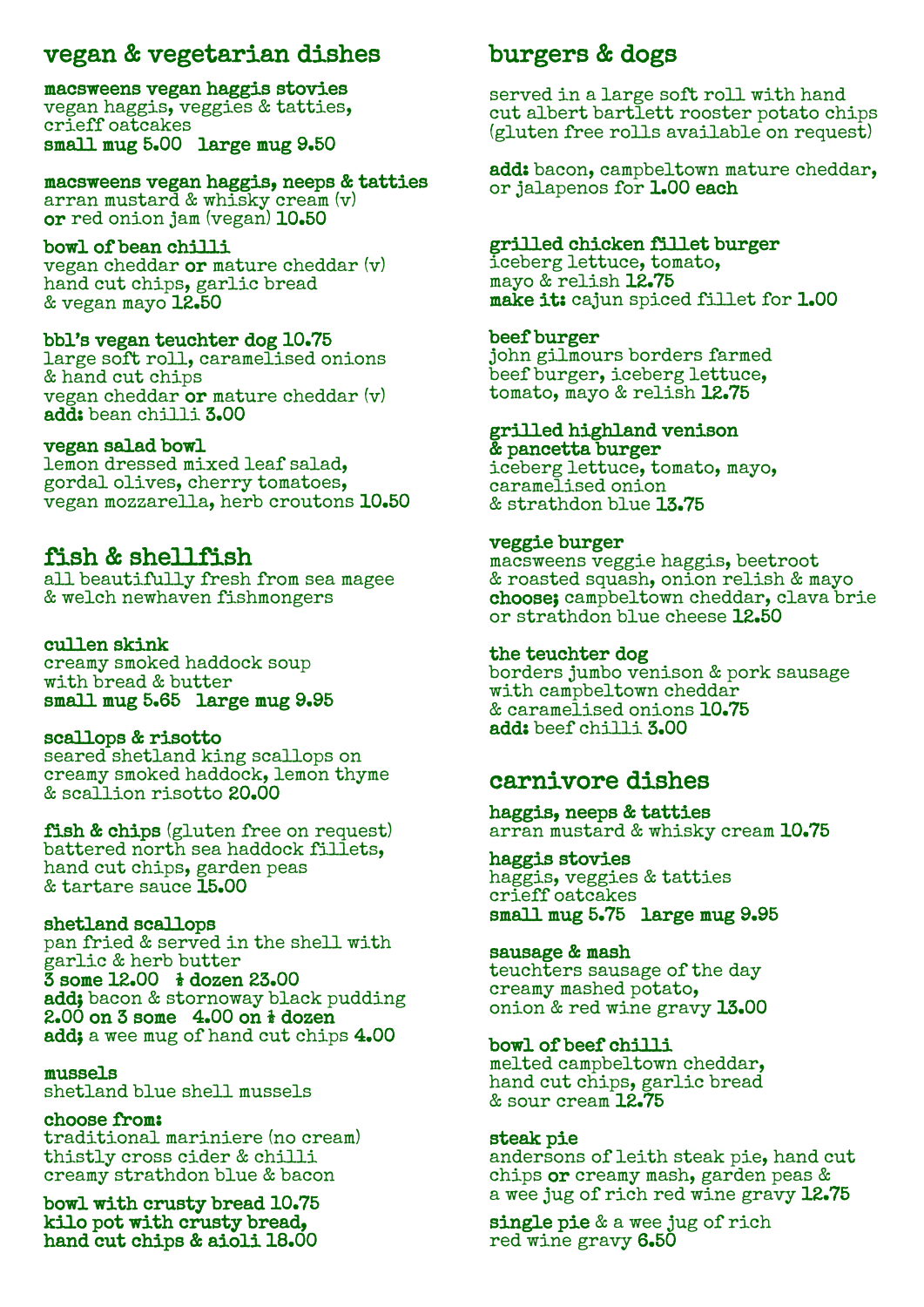## vegan & vegetarian dishes

**macsweens vegan haggis stovies**
vegan haggis, veggies & tatties,
crieff oatcakes
**small mug 5.00 large mug 9.50**

**macsweens vegan haggis, neeps & tatties**
arran mustard & whisky cream (v)
**or** red onion jam (vegan) **10.50**

**bowl of bean chilli**
vegan cheddar **or** mature cheddar (v)
hand cut chips, garlic bread
& vegan mayo **12.50**

**bbl's vegan teuchter dog 10.75**
large soft roll, caramelised onions
& hand cut chips
vegan cheddar **or** mature cheddar (v)
**add:** bean chilli **3.00**

**vegan salad bowl**
lemon dressed mixed leaf salad,
gordal olives, cherry tomatoes,
vegan mozzarella, herb croutons **10.50**

## fish & shellfish

all beautifully fresh from sea magee
& welch newhaven fishmongers

**cullen skink**
creamy smoked haddock soup
with bread & butter
**small mug 5.65 large mug 9.95**

**scallops & risotto**
seared shetland king scallops on
creamy smoked haddock, lemon thyme
& scallion risotto **20.00**

**fish & chips** (gluten free on request)
battered north sea haddock fillets,
hand cut chips, garden peas
& tartare sauce **15.00**

**shetland scallops**
pan fried & served in the shell with
garlic & herb butter
**3 some 12.00 ½ dozen 23.00**
**add;** bacon & stornoway black pudding
**2.00 on 3 some 4.00 on ½ dozen**
**add;** a wee mug of hand cut chips **4.00**

**mussels**
shetland blue shell mussels

**choose from:**
traditional mariniere (no cream)
thistly cross cider & chilli
creamy strathdon blue & bacon

**bowl with crusty bread 10.75**
**kilo pot with crusty bread,**
**hand cut chips & aioli 18.00**

## burgers & dogs

served in a large soft roll with hand
cut albert bartlett rooster potato chips
(gluten free rolls available on request)

**add:** bacon, campbeltown mature cheddar,
or jalapenos for **1.00 each**

**grilled chicken fillet burger**
iceberg lettuce, tomato,
mayo & relish **12.75**
**make it:** cajun spiced fillet for **1.00**

**beef burger**
john gilmours borders farmed
beef burger, iceberg lettuce,
tomato, mayo & relish **12.75**

**grilled highland venison**
**& pancetta burger**
iceberg lettuce, tomato, mayo,
caramelised onion
& strathdon blue **13.75**

**veggie burger**
macsweens veggie haggis, beetroot
& roasted squash, onion relish & mayo
**choose;** campbeltown cheddar, clava brie
or strathdon blue cheese **12.50**

**the teuchter dog**
borders jumbo venison & pork sausage
with campbeltown cheddar
& caramelised onions **10.75**
**add:** beef chilli **3.00**

## carnivore dishes

**haggis, neeps & tatties**
arran mustard & whisky cream **10.75**

**haggis stovies**
haggis, veggies & tatties
crieff oatcakes
**small mug 5.75 large mug 9.95**

**sausage & mash**
teuchters sausage of the day
creamy mashed potato,
onion & red wine gravy **13.00**

**bowl of beef chilli**
melted campbeltown cheddar,
hand cut chips, garlic bread
& sour cream **12.75**

**steak pie**
andersons of leith steak pie, hand cut
chips **or** creamy mash, garden peas &
a wee jug of rich red wine gravy **12.75**

**single pie** & a wee jug of rich
red wine gravy **6.50**